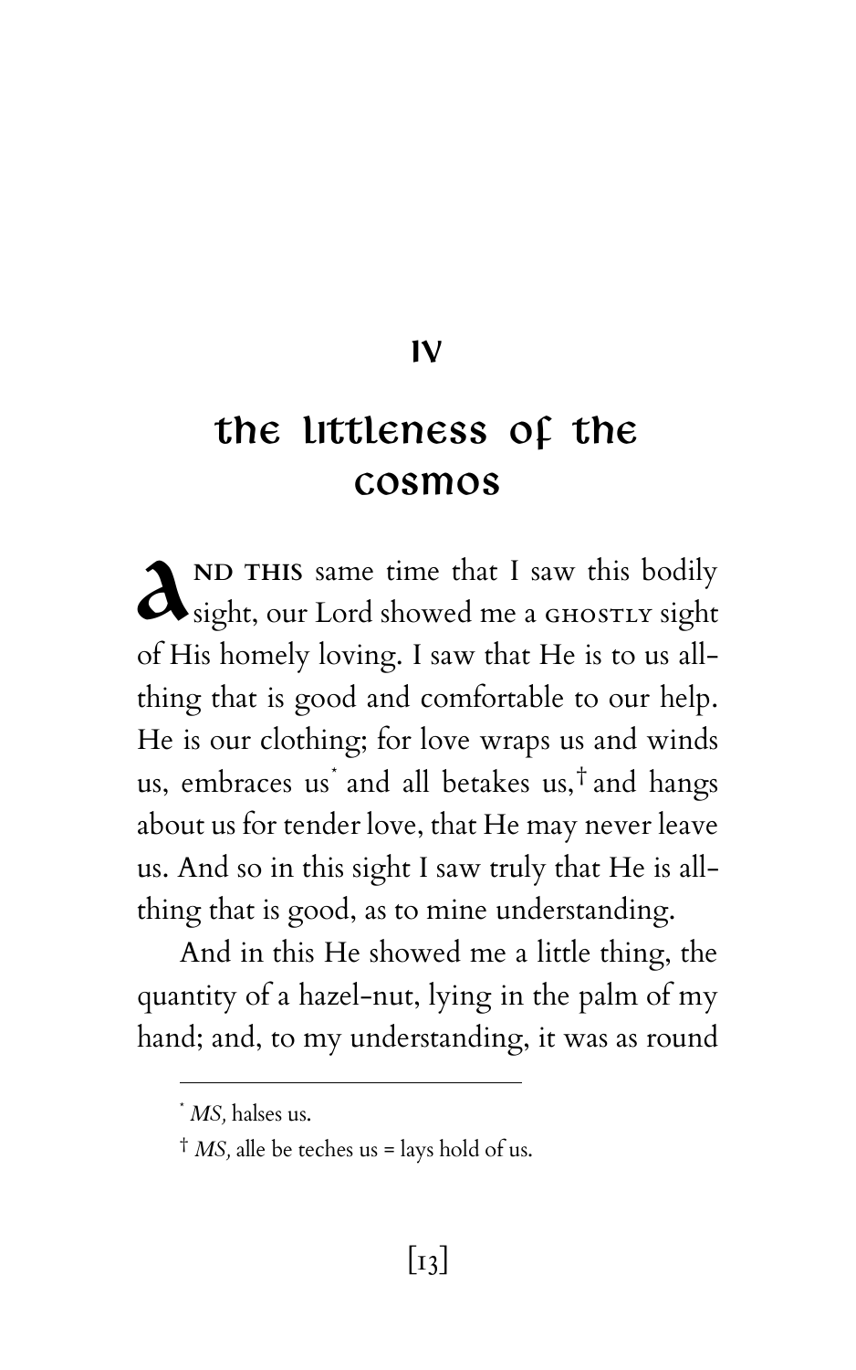## IV

# the littleness of the cosmos

**AND THIS** same time that I saw this bodily sight, our Lord showed me a GHOSTLY sight of His homely loving. I saw that He is to us all-thing that is good and comfortable to our help. He is our clothing; for love wraps us and winds us, embraces us[*] and all betakes us,[†] and hangs about us for tender love, that He may never leave us. And so in this sight I saw truly that He is all-thing that is good, as to mine understanding.

And in this He showed me a little thing, the quantity of a hazel-nut, lying in the palm of my hand; and, to my understanding, it was as round

---

[*] *MS,* halses us.

[†] *MS,* alle be teches us = lays hold of us.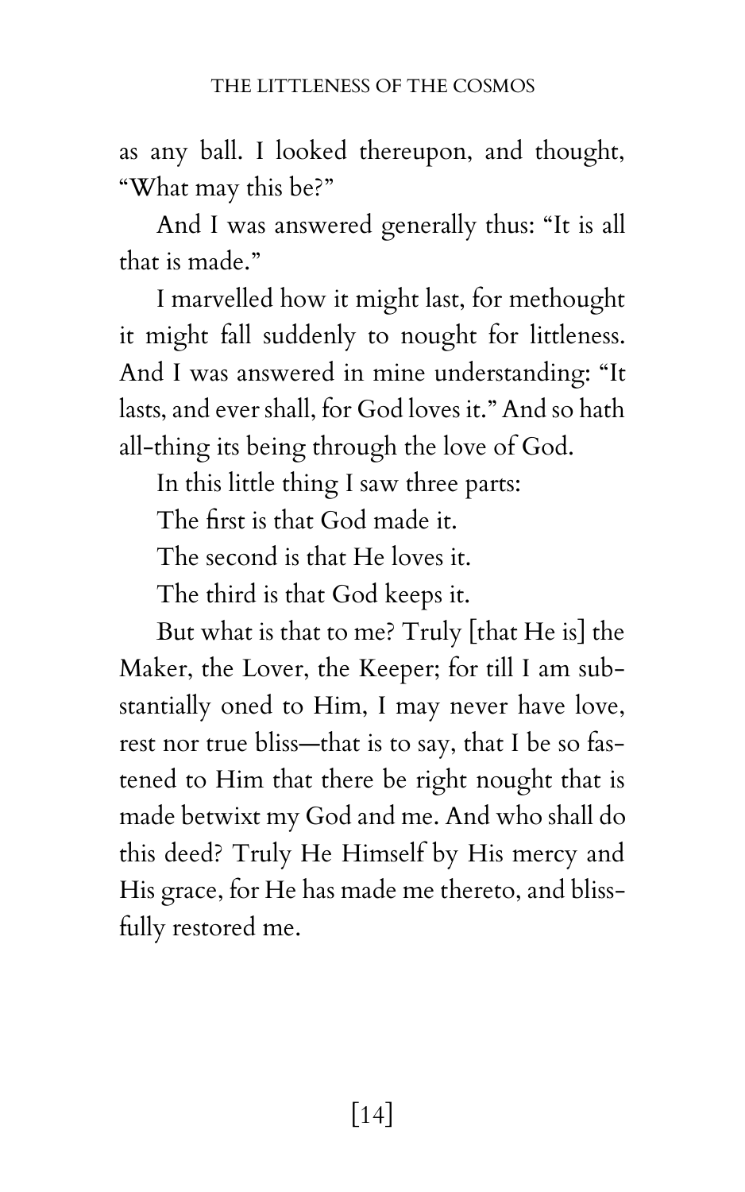as any ball. I looked thereupon, and thought, "What may this be?"

And I was answered generally thus: "It is all that is made."

I marvelled how it might last, for methought it might fall suddenly to nought for littleness. And I was answered in mine understanding: "It lasts, and ever shall, for God loves it." And so hath all-thing its being through the love of God.

In this little thing I saw three parts:

The first is that God made it.

The second is that He loves it.

The third is that God keeps it.

But what is that to me? Truly [that He is] the Maker, the Lover, the Keeper; for till I am substantially oned to Him, I may never have love, rest nor true bliss—that is to say, that I be so fastened to Him that there be right nought that is made betwixt my God and me. And who shall do this deed? Truly He Himself by His mercy and His grace, for He has made me thereto, and blissfully restored me.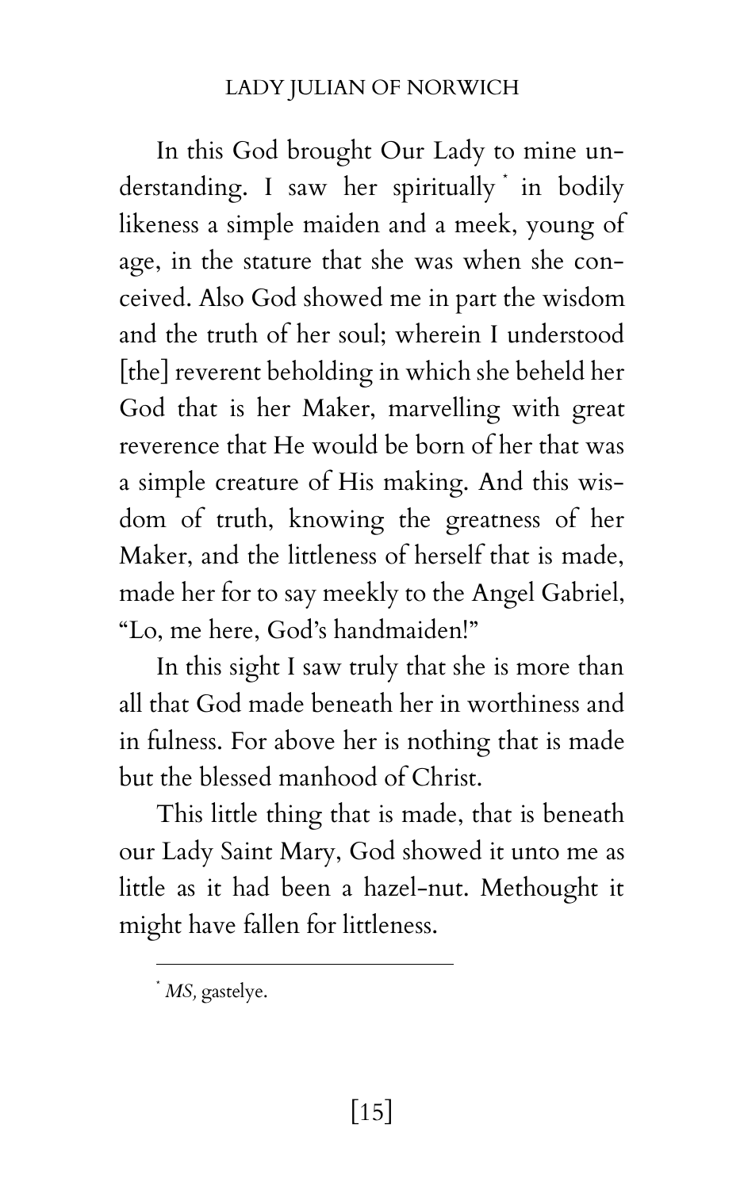In this God brought Our Lady to mine understanding. I saw her spiritually [*] in bodily likeness a simple maiden and a meek, young of age, in the stature that she was when she conceived. Also God showed me in part the wisdom and the truth of her soul; wherein I understood [the] reverent beholding in which she beheld her God that is her Maker, marvelling with great reverence that He would be born of her that was a simple creature of His making. And this wisdom of truth, knowing the greatness of her Maker, and the littleness of herself that is made, made her for to say meekly to the Angel Gabriel, "Lo, me here, God's handmaiden!"

In this sight I saw truly that she is more than all that God made beneath her in worthiness and in fulness. For above her is nothing that is made but the blessed manhood of Christ.

This little thing that is made, that is beneath our Lady Saint Mary, God showed it unto me as little as it had been a hazel-nut. Methought it might have fallen for littleness.

---

[*] *MS,* gastelye.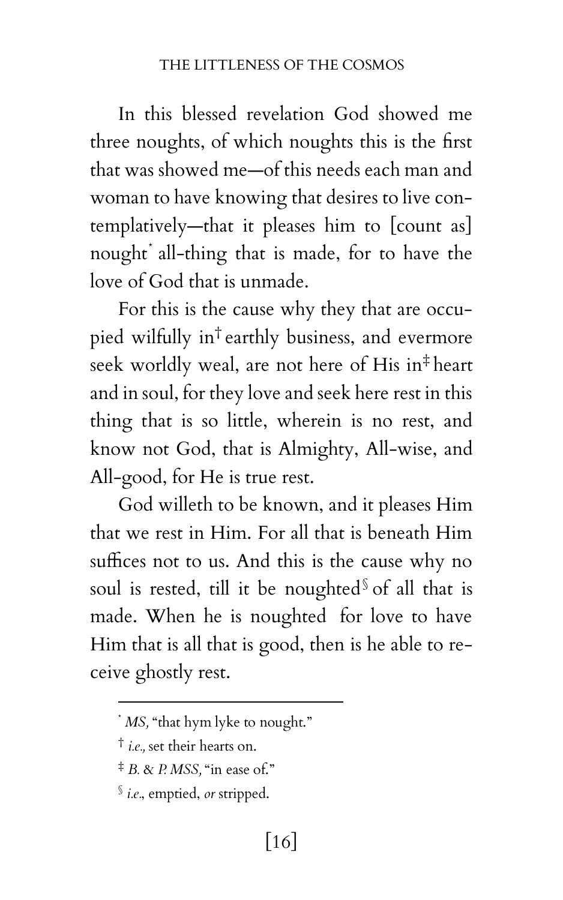In this blessed revelation God showed me three noughts, of which noughts this is the first that was showed me—of this needs each man and woman to have knowing that desires to live contemplatively—that it pleases him to [count as] nought[*] all-thing that is made, for to have the love of God that is unmade.

For this is the cause why they that are occupied wilfully in[†] earthly business, and evermore seek worldly weal, are not here of His in[‡] heart and in soul, for they love and seek here rest in this thing that is so little, wherein is no rest, and know not God, that is Almighty, All-wise, and All-good, for He is true rest.

God willeth to be known, and it pleases Him that we rest in Him. For all that is beneath Him suffices not to us. And this is the cause why no soul is rested, till it be noughted[§] of all that is made. When he is noughted for love to have Him that is all that is good, then is he able to receive ghostly rest.

---

[*] *MS,* "that hym lyke to nought."

[†] *i.e.,* set their hearts on.

[‡] *B. & P. MSS,* "in ease of."

[§] *i.e.,* emptied, *or* stripped.